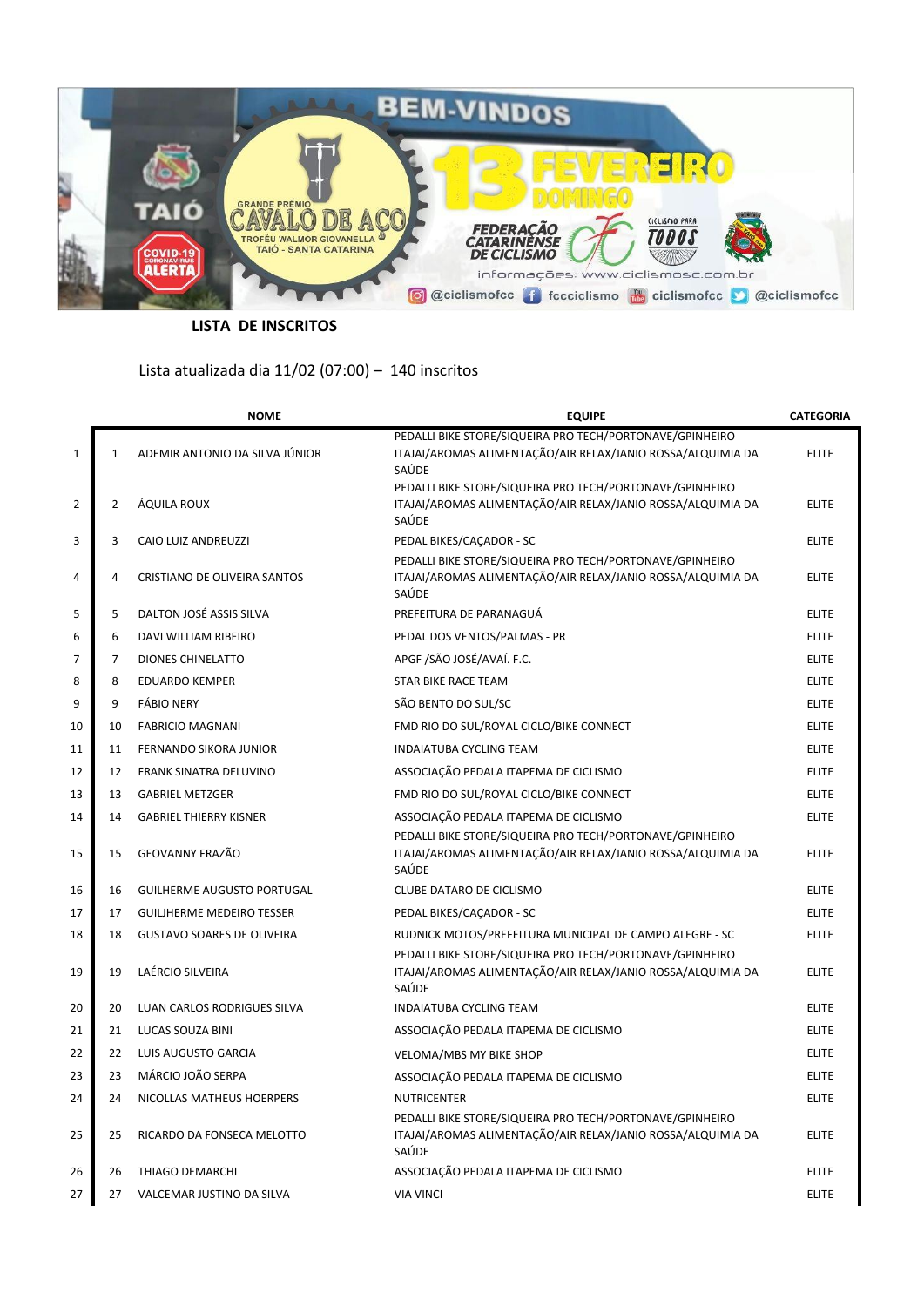## LISTA DE INSCRITOS

Lista atualizada dia 11/02 (07:00) – 140 inscritos

| | | NOME | EQUIPE | CATEGORIA |
|---|---|---|---|---|
| 1 | 1 | ADEMIR ANTONIO DA SILVA JÚNIOR | PEDALLI BIKE STORE/SIQUEIRA PRO TECH/PORTONAVE/GPINHEIRO ITAJAI/AROMAS ALIMENTAÇÃO/AIR RELAX/JANIO ROSSA/ALQUIMIA DA SAÚDE | ELITE |
| 2 | 2 | ÁQUILA ROUX | PEDALLI BIKE STORE/SIQUEIRA PRO TECH/PORTONAVE/GPINHEIRO ITAJAI/AROMAS ALIMENTAÇÃO/AIR RELAX/JANIO ROSSA/ALQUIMIA DA SAÚDE | ELITE |
| 3 | 3 | CAIO LUIZ ANDREUZZI | PEDAL BIKES/CAÇADOR - SC | ELITE |
| 4 | 4 | CRISTIANO DE OLIVEIRA SANTOS | PEDALLI BIKE STORE/SIQUEIRA PRO TECH/PORTONAVE/GPINHEIRO ITAJAI/AROMAS ALIMENTAÇÃO/AIR RELAX/JANIO ROSSA/ALQUIMIA DA SAÚDE | ELITE |
| 5 | 5 | DALTON JOSÉ ASSIS SILVA | PREFEITURA DE PARANAGUÁ | ELITE |
| 6 | 6 | DAVI WILLIAM RIBEIRO | PEDAL DOS VENTOS/PALMAS - PR | ELITE |
| 7 | 7 | DIONES CHINELATTO | APGF /SÃO JOSÉ/AVAÍ. F.C. | ELITE |
| 8 | 8 | EDUARDO KEMPER | STAR BIKE RACE TEAM | ELITE |
| 9 | 9 | FÁBIO NERY | SÃO BENTO DO SUL/SC | ELITE |
| 10 | 10 | FABRICIO MAGNANI | FMD RIO DO SUL/ROYAL CICLO/BIKE CONNECT | ELITE |
| 11 | 11 | FERNANDO SIKORA JUNIOR | INDAIATUBA CYCLING TEAM | ELITE |
| 12 | 12 | FRANK SINATRA DELUVINO | ASSOCIAÇÃO PEDALA ITAPEMA DE CICLISMO | ELITE |
| 13 | 13 | GABRIEL METZGER | FMD RIO DO SUL/ROYAL CICLO/BIKE CONNECT | ELITE |
| 14 | 14 | GABRIEL THIERRY KISNER | ASSOCIAÇÃO PEDALA ITAPEMA DE CICLISMO | ELITE |
| 15 | 15 | GEOVANNY FRAZÃO | PEDALLI BIKE STORE/SIQUEIRA PRO TECH/PORTONAVE/GPINHEIRO ITAJAI/AROMAS ALIMENTAÇÃO/AIR RELAX/JANIO ROSSA/ALQUIMIA DA SAÚDE | ELITE |
| 16 | 16 | GUILHERME AUGUSTO PORTUGAL | CLUBE DATARO DE CICLISMO | ELITE |
| 17 | 17 | GUILJHERME MEDEIRO TESSER | PEDAL BIKES/CAÇADOR - SC | ELITE |
| 18 | 18 | GUSTAVO SOARES DE OLIVEIRA | RUDNICK MOTOS/PREFEITURA MUNICIPAL DE CAMPO ALEGRE - SC | ELITE |
| 19 | 19 | LAÉRCIO SILVEIRA | PEDALLI BIKE STORE/SIQUEIRA PRO TECH/PORTONAVE/GPINHEIRO ITAJAI/AROMAS ALIMENTAÇÃO/AIR RELAX/JANIO ROSSA/ALQUIMIA DA SAÚDE | ELITE |
| 20 | 20 | LUAN CARLOS RODRIGUES SILVA | INDAIATUBA CYCLING TEAM | ELITE |
| 21 | 21 | LUCAS SOUZA BINI | ASSOCIAÇÃO PEDALA ITAPEMA DE CICLISMO | ELITE |
| 22 | 22 | LUIS AUGUSTO GARCIA | VELOMA/MBS MY BIKE SHOP | ELITE |
| 23 | 23 | MÁRCIO JOÃO SERPA | ASSOCIAÇÃO PEDALA ITAPEMA DE CICLISMO | ELITE |
| 24 | 24 | NICOLLAS MATHEUS HOERPERS | NUTRICENTER | ELITE |
| 25 | 25 | RICARDO DA FONSECA MELOTTO | PEDALLI BIKE STORE/SIQUEIRA PRO TECH/PORTONAVE/GPINHEIRO ITAJAI/AROMAS ALIMENTAÇÃO/AIR RELAX/JANIO ROSSA/ALQUIMIA DA SAÚDE | ELITE |
| 26 | 26 | THIAGO DEMARCHI | ASSOCIAÇÃO PEDALA ITAPEMA DE CICLISMO | ELITE |
| 27 | 27 | VALCEMAR JUSTINO DA SILVA | VIA VINCI | ELITE |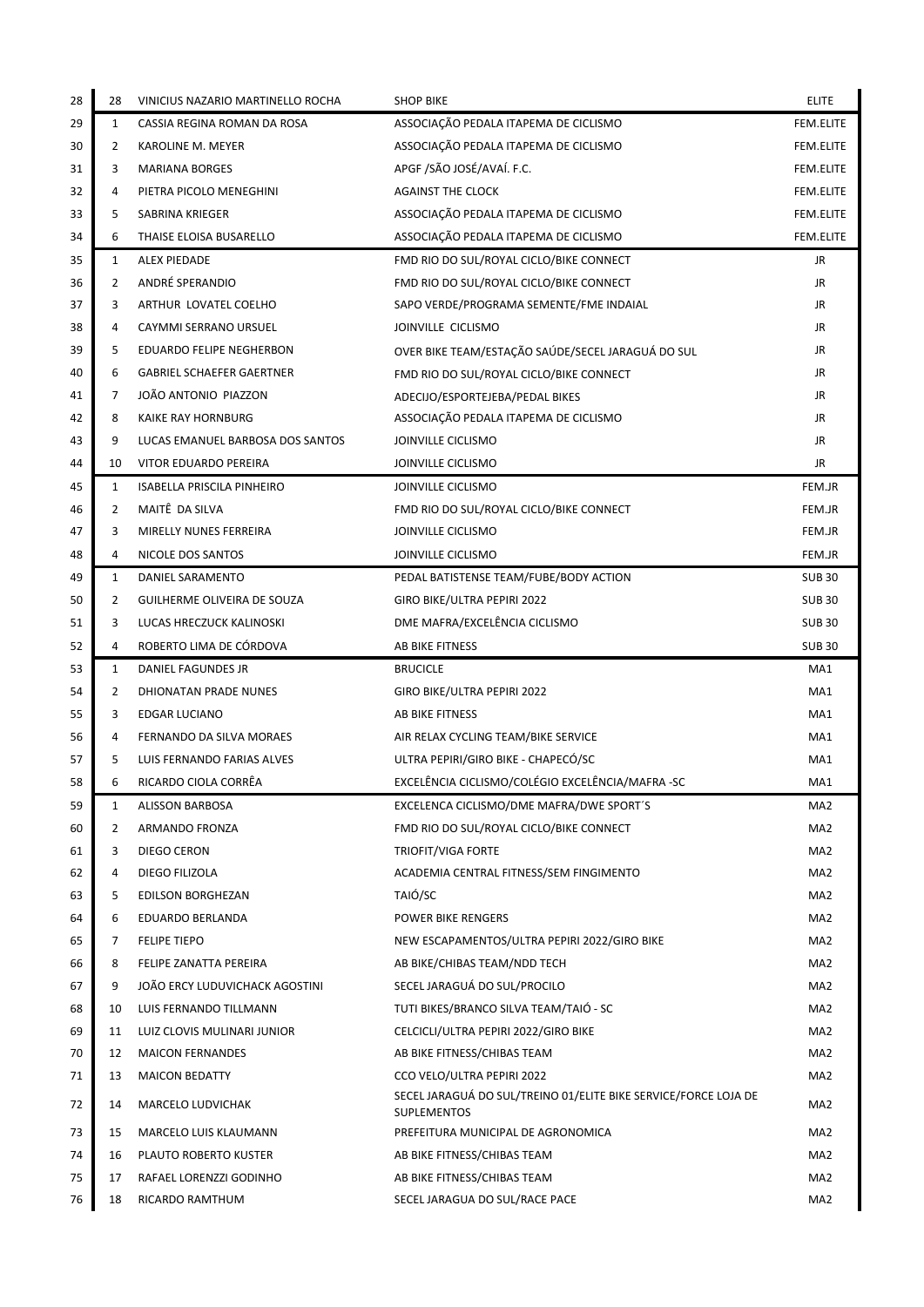| | | | | |
|---|---|---|---|---|
| 28 | 28 | VINICIUS NAZARIO MARTINELLO ROCHA | SHOP BIKE | ELITE |
| 29 | 1 | CASSIA REGINA ROMAN DA ROSA | ASSOCIAÇÃO PEDALA ITAPEMA DE CICLISMO | FEM.ELITE |
| 30 | 2 | KAROLINE M. MEYER | ASSOCIAÇÃO PEDALA ITAPEMA DE CICLISMO | FEM.ELITE |
| 31 | 3 | MARIANA BORGES | APGF /SÃO JOSÉ/AVAÍ. F.C. | FEM.ELITE |
| 32 | 4 | PIETRA PICOLO MENEGHINI | AGAINST THE CLOCK | FEM.ELITE |
| 33 | 5 | SABRINA KRIEGER | ASSOCIAÇÃO PEDALA ITAPEMA DE CICLISMO | FEM.ELITE |
| 34 | 6 | THAISE ELOISA BUSARELLO | ASSOCIAÇÃO PEDALA ITAPEMA DE CICLISMO | FEM.ELITE |
| 35 | 1 | ALEX PIEDADE | FMD RIO DO SUL/ROYAL CICLO/BIKE CONNECT | JR |
| 36 | 2 | ANDRÉ SPERANDIO | FMD RIO DO SUL/ROYAL CICLO/BIKE CONNECT | JR |
| 37 | 3 | ARTHUR LOVATEL COELHO | SAPO VERDE/PROGRAMA SEMENTE/FME INDAIAL | JR |
| 38 | 4 | CAYMMI SERRANO URSUEL | JOINVILLE CICLISMO | JR |
| 39 | 5 | EDUARDO FELIPE NEGHERBON | OVER BIKE TEAM/ESTAÇÃO SAÚDE/SECEL JARAGUÁ DO SUL | JR |
| 40 | 6 | GABRIEL SCHAEFER GAERTNER | FMD RIO DO SUL/ROYAL CICLO/BIKE CONNECT | JR |
| 41 | 7 | JOÃO ANTONIO PIAZZON | ADECIJO/ESPORTEJEBA/PEDAL BIKES | JR |
| 42 | 8 | KAIKE RAY HORNBURG | ASSOCIAÇÃO PEDALA ITAPEMA DE CICLISMO | JR |
| 43 | 9 | LUCAS EMANUEL BARBOSA DOS SANTOS | JOINVILLE CICLISMO | JR |
| 44 | 10 | VITOR EDUARDO PEREIRA | JOINVILLE CICLISMO | JR |
| 45 | 1 | ISABELLA PRISCILA PINHEIRO | JOINVILLE CICLISMO | FEM.JR |
| 46 | 2 | MAITÊ DA SILVA | FMD RIO DO SUL/ROYAL CICLO/BIKE CONNECT | FEM.JR |
| 47 | 3 | MIRELLY NUNES FERREIRA | JOINVILLE CICLISMO | FEM.JR |
| 48 | 4 | NICOLE DOS SANTOS | JOINVILLE CICLISMO | FEM.JR |
| 49 | 1 | DANIEL SARAMENTO | PEDAL BATISTENSE TEAM/FUBE/BODY ACTION | SUB 30 |
| 50 | 2 | GUILHERME OLIVEIRA DE SOUZA | GIRO BIKE/ULTRA PEPIRI 2022 | SUB 30 |
| 51 | 3 | LUCAS HRECZUCK KALINOSKI | DME MAFRA/EXCELÊNCIA CICLISMO | SUB 30 |
| 52 | 4 | ROBERTO LIMA DE CÓRDOVA | AB BIKE FITNESS | SUB 30 |
| 53 | 1 | DANIEL FAGUNDES JR | BRUCICLE | MA1 |
| 54 | 2 | DHIONATAN PRADE NUNES | GIRO BIKE/ULTRA PEPIRI 2022 | MA1 |
| 55 | 3 | EDGAR LUCIANO | AB BIKE FITNESS | MA1 |
| 56 | 4 | FERNANDO DA SILVA MORAES | AIR RELAX CYCLING TEAM/BIKE SERVICE | MA1 |
| 57 | 5 | LUIS FERNANDO FARIAS ALVES | ULTRA PEPIRI/GIRO BIKE - CHAPECÓ/SC | MA1 |
| 58 | 6 | RICARDO CIOLA CORRÊA | EXCELÊNCIA CICLISMO/COLÉGIO EXCELÊNCIA/MAFRA -SC | MA1 |
| 59 | 1 | ALISSON BARBOSA | EXCELENCA CICLISMO/DME MAFRA/DWE SPORT´S | MA2 |
| 60 | 2 | ARMANDO FRONZA | FMD RIO DO SUL/ROYAL CICLO/BIKE CONNECT | MA2 |
| 61 | 3 | DIEGO CERON | TRIOFIT/VIGA FORTE | MA2 |
| 62 | 4 | DIEGO FILIZOLA | ACADEMIA CENTRAL FITNESS/SEM FINGIMENTO | MA2 |
| 63 | 5 | EDILSON BORGHEZAN | TAIÓ/SC | MA2 |
| 64 | 6 | EDUARDO BERLANDA | POWER BIKE RENGERS | MA2 |
| 65 | 7 | FELIPE TIEPO | NEW ESCAPAMENTOS/ULTRA PEPIRI 2022/GIRO BIKE | MA2 |
| 66 | 8 | FELIPE ZANATTA PEREIRA | AB BIKE/CHIBAS TEAM/NDD TECH | MA2 |
| 67 | 9 | JOÃO ERCY LUDUVICHACK AGOSTINI | SECEL JARAGUÁ DO SUL/PROCILO | MA2 |
| 68 | 10 | LUIS FERNANDO TILLMANN | TUTI BIKES/BRANCO SILVA TEAM/TAIÓ - SC | MA2 |
| 69 | 11 | LUIZ CLOVIS MULINARI JUNIOR | CELCICLI/ULTRA PEPIRI 2022/GIRO BIKE | MA2 |
| 70 | 12 | MAICON FERNANDES | AB BIKE FITNESS/CHIBAS TEAM | MA2 |
| 71 | 13 | MAICON BEDATTY | CCO VELO/ULTRA PEPIRI 2022 | MA2 |
| 72 | 14 | MARCELO LUDVICHAK | SECEL JARAGUÁ DO SUL/TREINO 01/ELITE BIKE SERVICE/FORCE LOJA DE SUPLEMENTOS | MA2 |
| 73 | 15 | MARCELO LUIS KLAUMANN | PREFEITURA MUNICIPAL DE AGRONOMICA | MA2 |
| 74 | 16 | PLAUTO ROBERTO KUSTER | AB BIKE FITNESS/CHIBAS TEAM | MA2 |
| 75 | 17 | RAFAEL LORENZZI GODINHO | AB BIKE FITNESS/CHIBAS TEAM | MA2 |
| 76 | 18 | RICARDO RAMTHUM | SECEL JARAGUA DO SUL/RACE PACE | MA2 |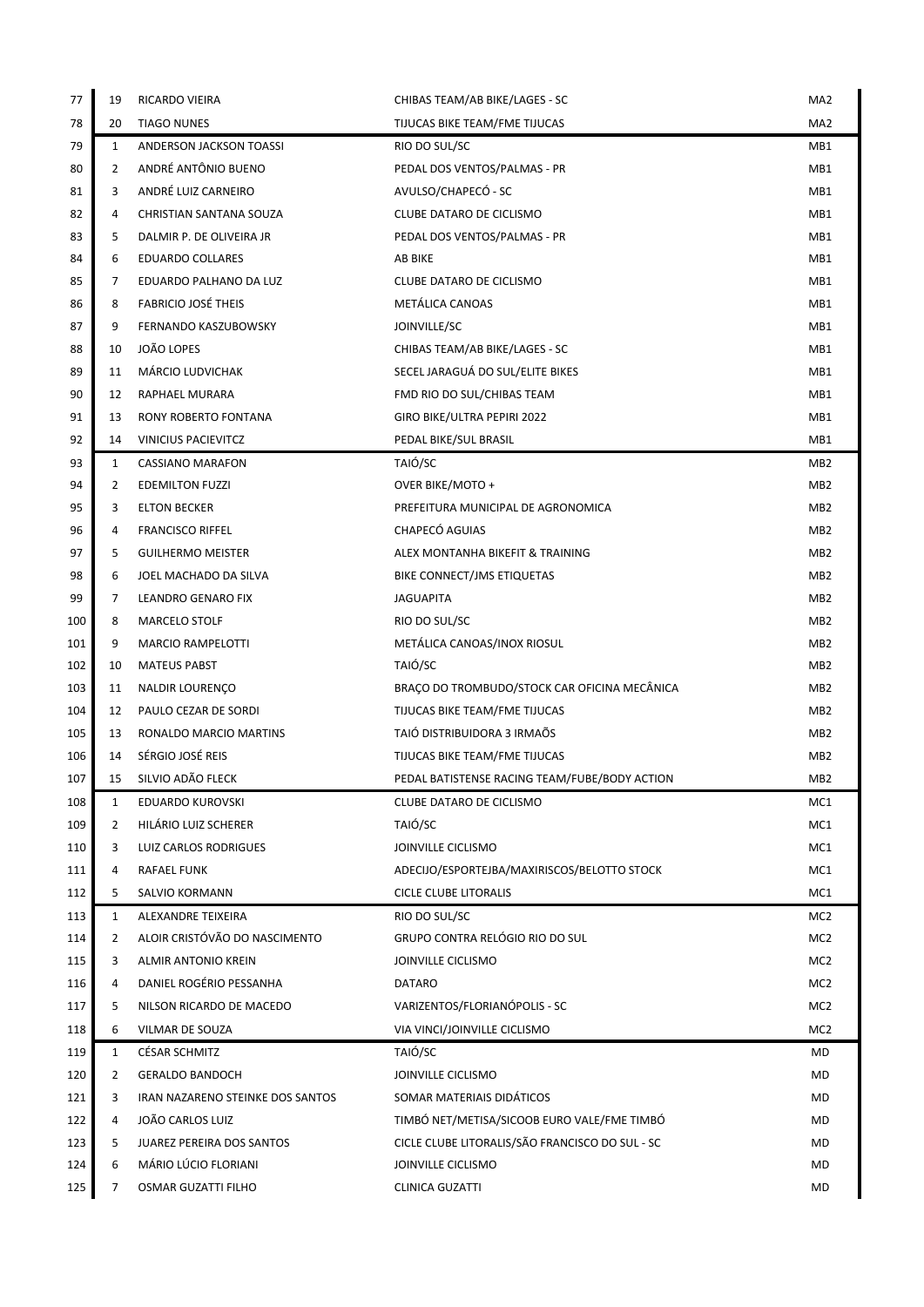| | | | | |
|---|---|---|---|---|
| 77 | 19 | RICARDO VIEIRA | CHIBAS TEAM/AB BIKE/LAGES - SC | MA2 |
| 78 | 20 | TIAGO NUNES | TIJUCAS BIKE TEAM/FME TIJUCAS | MA2 |
| 79 | 1 | ANDERSON JACKSON TOASSI | RIO DO SUL/SC | MB1 |
| 80 | 2 | ANDRÉ ANTÔNIO BUENO | PEDAL DOS VENTOS/PALMAS - PR | MB1 |
| 81 | 3 | ANDRÉ LUIZ CARNEIRO | AVULSO/CHAPECÓ - SC | MB1 |
| 82 | 4 | CHRISTIAN SANTANA SOUZA | CLUBE DATARO DE CICLISMO | MB1 |
| 83 | 5 | DALMIR P. DE OLIVEIRA JR | PEDAL DOS VENTOS/PALMAS - PR | MB1 |
| 84 | 6 | EDUARDO COLLARES | AB BIKE | MB1 |
| 85 | 7 | EDUARDO PALHANO DA LUZ | CLUBE DATARO DE CICLISMO | MB1 |
| 86 | 8 | FABRICIO JOSÉ THEIS | METÁLICA CANOAS | MB1 |
| 87 | 9 | FERNANDO KASZUBOWSKY | JOINVILLE/SC | MB1 |
| 88 | 10 | JOÃO LOPES | CHIBAS TEAM/AB BIKE/LAGES - SC | MB1 |
| 89 | 11 | MÁRCIO LUDVICHAK | SECEL JARAGUÁ DO SUL/ELITE BIKES | MB1 |
| 90 | 12 | RAPHAEL MURARA | FMD RIO DO SUL/CHIBAS TEAM | MB1 |
| 91 | 13 | RONY ROBERTO FONTANA | GIRO BIKE/ULTRA PEPIRI 2022 | MB1 |
| 92 | 14 | VINICIUS PACIEVITCZ | PEDAL BIKE/SUL BRASIL | MB1 |
| 93 | 1 | CASSIANO MARAFON | TAIÓ/SC | MB2 |
| 94 | 2 | EDEMILTON FUZZI | OVER BIKE/MOTO + | MB2 |
| 95 | 3 | ELTON BECKER | PREFEITURA MUNICIPAL DE AGRONOMICA | MB2 |
| 96 | 4 | FRANCISCO RIFFEL | CHAPECÓ AGUIAS | MB2 |
| 97 | 5 | GUILHERMO MEISTER | ALEX MONTANHA BIKEFIT & TRAINING | MB2 |
| 98 | 6 | JOEL MACHADO DA SILVA | BIKE CONNECT/JMS ETIQUETAS | MB2 |
| 99 | 7 | LEANDRO GENARO FIX | JAGUAPITA | MB2 |
| 100 | 8 | MARCELO STOLF | RIO DO SUL/SC | MB2 |
| 101 | 9 | MARCIO RAMPELOTTI | METÁLICA CANOAS/INOX RIOSUL | MB2 |
| 102 | 10 | MATEUS PABST | TAIÓ/SC | MB2 |
| 103 | 11 | NALDIR LOURENÇO | BRAÇO DO TROMBUDO/STOCK CAR OFICINA MECÂNICA | MB2 |
| 104 | 12 | PAULO CEZAR DE SORDI | TIJUCAS BIKE TEAM/FME TIJUCAS | MB2 |
| 105 | 13 | RONALDO MARCIO MARTINS | TAIÓ DISTRIBUIDORA 3 IRMAÕS | MB2 |
| 106 | 14 | SÉRGIO JOSÉ REIS | TIJUCAS BIKE TEAM/FME TIJUCAS | MB2 |
| 107 | 15 | SILVIO ADÃO FLECK | PEDAL BATISTENSE RACING TEAM/FUBE/BODY ACTION | MB2 |
| 108 | 1 | EDUARDO KUROVSKI | CLUBE DATARO DE CICLISMO | MC1 |
| 109 | 2 | HILÁRIO LUIZ SCHERER | TAIÓ/SC | MC1 |
| 110 | 3 | LUIZ CARLOS RODRIGUES | JOINVILLE CICLISMO | MC1 |
| 111 | 4 | RAFAEL FUNK | ADECIJO/ESPORTEJBA/MAXIRISCOS/BELOTTO STOCK | MC1 |
| 112 | 5 | SALVIO KORMANN | CICLE CLUBE LITORALIS | MC1 |
| 113 | 1 | ALEXANDRE TEIXEIRA | RIO DO SUL/SC | MC2 |
| 114 | 2 | ALOIR CRISTÓVÃO DO NASCIMENTO | GRUPO CONTRA RELÓGIO RIO DO SUL | MC2 |
| 115 | 3 | ALMIR ANTONIO KREIN | JOINVILLE CICLISMO | MC2 |
| 116 | 4 | DANIEL ROGÉRIO PESSANHA | DATARO | MC2 |
| 117 | 5 | NILSON RICARDO DE MACEDO | VARIZENTOS/FLORIANÓPOLIS - SC | MC2 |
| 118 | 6 | VILMAR DE SOUZA | VIA VINCI/JOINVILLE CICLISMO | MC2 |
| 119 | 1 | CÉSAR SCHMITZ | TAIÓ/SC | MD |
| 120 | 2 | GERALDO BANDOCH | JOINVILLE CICLISMO | MD |
| 121 | 3 | IRAN NAZARENO STEINKE DOS SANTOS | SOMAR MATERIAIS DIDÁTICOS | MD |
| 122 | 4 | JOÃO CARLOS LUIZ | TIMBÓ NET/METISA/SICOOB EURO VALE/FME TIMBÓ | MD |
| 123 | 5 | JUAREZ PEREIRA DOS SANTOS | CICLE CLUBE LITORALIS/SÃO FRANCISCO DO SUL - SC | MD |
| 124 | 6 | MÁRIO LÚCIO FLORIANI | JOINVILLE CICLISMO | MD |
| 125 | 7 | OSMAR GUZATTI FILHO | CLINICA GUZATTI | MD |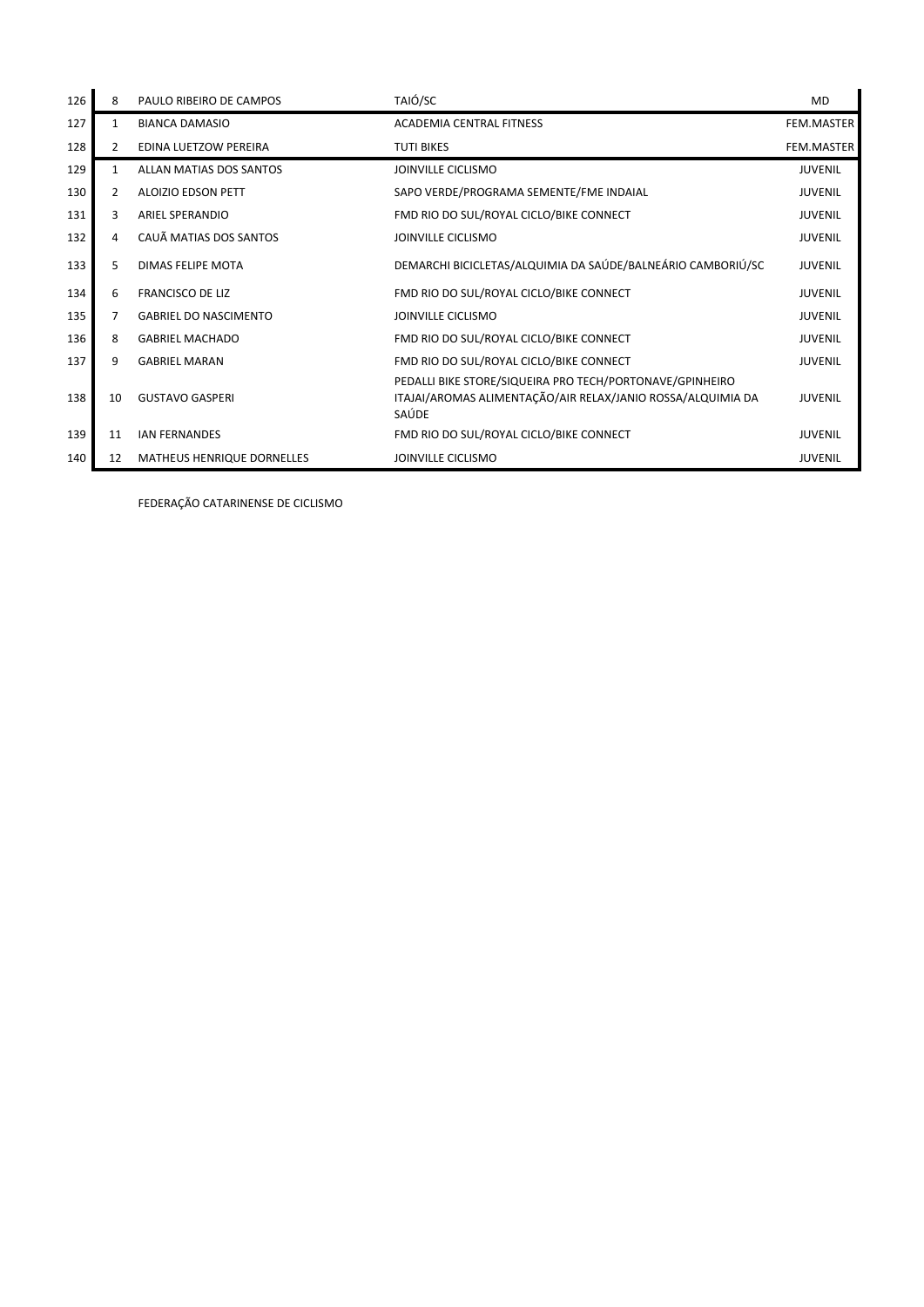| | | | | |
|---|---|---|---|---|
| 126 | 8 | PAULO RIBEIRO DE CAMPOS | TAIÓ/SC | MD |
| 127 | 1 | BIANCA DAMASIO | ACADEMIA CENTRAL FITNESS | FEM.MASTER |
| 128 | 2 | EDINA LUETZOW PEREIRA | TUTI BIKES | FEM.MASTER |
| 129 | 1 | ALLAN MATIAS DOS SANTOS | JOINVILLE CICLISMO | JUVENIL |
| 130 | 2 | ALOIZIO EDSON PETT | SAPO VERDE/PROGRAMA SEMENTE/FME INDAIAL | JUVENIL |
| 131 | 3 | ARIEL SPERANDIO | FMD RIO DO SUL/ROYAL CICLO/BIKE CONNECT | JUVENIL |
| 132 | 4 | CAUÃ MATIAS DOS SANTOS | JOINVILLE CICLISMO | JUVENIL |
| 133 | 5 | DIMAS FELIPE MOTA | DEMARCHI BICICLETAS/ALQUIMIA DA SAÚDE/BALNEÁRIO CAMBORIÚ/SC | JUVENIL |
| 134 | 6 | FRANCISCO DE LIZ | FMD RIO DO SUL/ROYAL CICLO/BIKE CONNECT | JUVENIL |
| 135 | 7 | GABRIEL DO NASCIMENTO | JOINVILLE CICLISMO | JUVENIL |
| 136 | 8 | GABRIEL MACHADO | FMD RIO DO SUL/ROYAL CICLO/BIKE CONNECT | JUVENIL |
| 137 | 9 | GABRIEL MARAN | FMD RIO DO SUL/ROYAL CICLO/BIKE CONNECT | JUVENIL |
| 138 | 10 | GUSTAVO GASPERI | PEDALLI BIKE STORE/SIQUEIRA PRO TECH/PORTONAVE/GPINHEIRO ITAJAI/AROMAS ALIMENTAÇÃO/AIR RELAX/JANIO ROSSA/ALQUIMIA DA SAÚDE | JUVENIL |
| 139 | 11 | IAN FERNANDES | FMD RIO DO SUL/ROYAL CICLO/BIKE CONNECT | JUVENIL |
| 140 | 12 | MATHEUS HENRIQUE DORNELLES | JOINVILLE CICLISMO | JUVENIL |

FEDERAÇÃO CATARINENSE DE CICLISMO